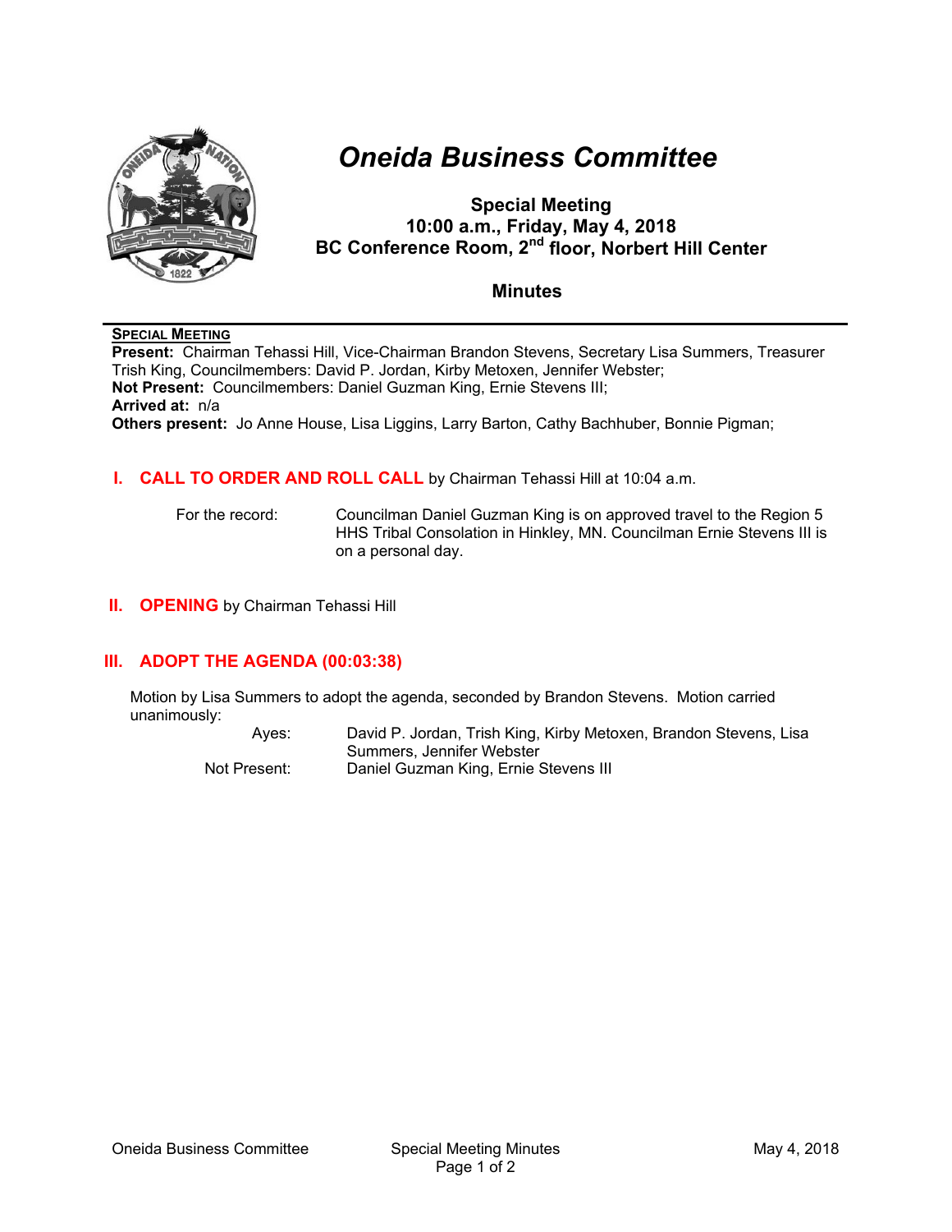# Oneida Business Committee

**Special Meeting**
**10:00 a.m., Friday, May 4, 2018**
**BC Conference Room, 2nd floor, Norbert Hill Center**

## Minutes

**SPECIAL MEETING**

**Present:** Chairman Tehassi Hill, Vice-Chairman Brandon Stevens, Secretary Lisa Summers, Treasurer Trish King, Councilmembers: David P. Jordan, Kirby Metoxen, Jennifer Webster;
**Not Present:** Councilmembers: Daniel Guzman King, Ernie Stevens III;
**Arrived at:** n/a
**Others present:** Jo Anne House, Lisa Liggins, Larry Barton, Cathy Bachhuber, Bonnie Pigman;

## I. CALL TO ORDER AND ROLL CALL by Chairman Tehassi Hill at 10:04 a.m.

For the record: Councilman Daniel Guzman King is on approved travel to the Region 5 HHS Tribal Consolation in Hinkley, MN. Councilman Ernie Stevens III is on a personal day.

## II. OPENING by Chairman Tehassi Hill

## III. ADOPT THE AGENDA (00:03:38)

Motion by Lisa Summers to adopt the agenda, seconded by Brandon Stevens. Motion carried unanimously:

Ayes: David P. Jordan, Trish King, Kirby Metoxen, Brandon Stevens, Lisa Summers, Jennifer Webster
Not Present: Daniel Guzman King, Ernie Stevens III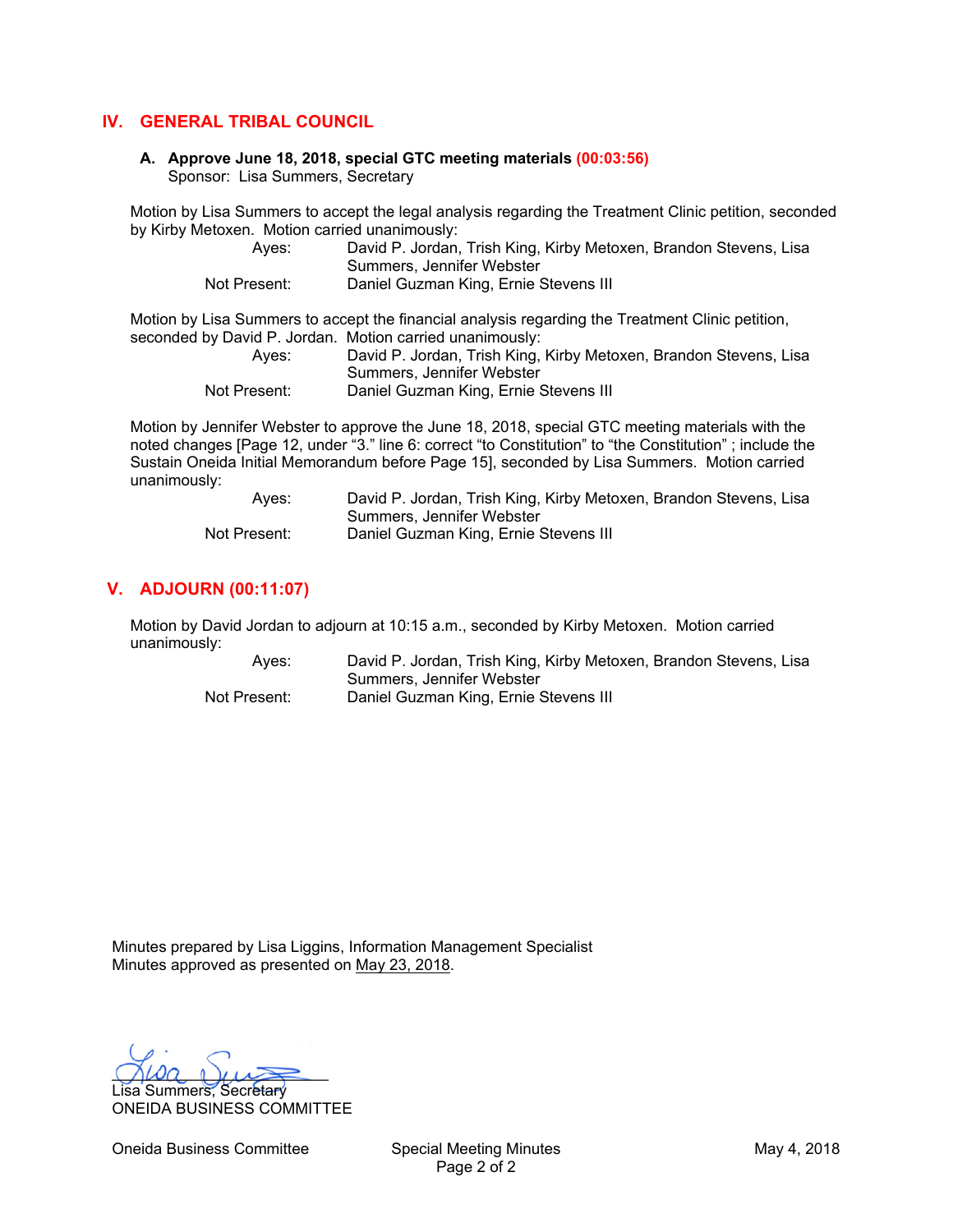## IV. GENERAL TRIBAL COUNCIL

**A. Approve June 18, 2018, special GTC meeting materials (00:03:56)**
Sponsor: Lisa Summers, Secretary

Motion by Lisa Summers to accept the legal analysis regarding the Treatment Clinic petition, seconded by Kirby Metoxen. Motion carried unanimously:

| | |
|---|---|
| Ayes: | David P. Jordan, Trish King, Kirby Metoxen, Brandon Stevens, Lisa Summers, Jennifer Webster |
| Not Present: | Daniel Guzman King, Ernie Stevens III |

Motion by Lisa Summers to accept the financial analysis regarding the Treatment Clinic petition, seconded by David P. Jordan. Motion carried unanimously:

| | |
|---|---|
| Ayes: | David P. Jordan, Trish King, Kirby Metoxen, Brandon Stevens, Lisa Summers, Jennifer Webster |
| Not Present: | Daniel Guzman King, Ernie Stevens III |

Motion by Jennifer Webster to approve the June 18, 2018, special GTC meeting materials with the noted changes [Page 12, under "3." line 6: correct "to Constitution" to "the Constitution" ; include the Sustain Oneida Initial Memorandum before Page 15], seconded by Lisa Summers. Motion carried unanimously:

| | |
|---|---|
| Ayes: | David P. Jordan, Trish King, Kirby Metoxen, Brandon Stevens, Lisa Summers, Jennifer Webster |
| Not Present: | Daniel Guzman King, Ernie Stevens III |

## V. ADJOURN (00:11:07)

Motion by David Jordan to adjourn at 10:15 a.m., seconded by Kirby Metoxen. Motion carried unanimously:

| | |
|---|---|
| Ayes: | David P. Jordan, Trish King, Kirby Metoxen, Brandon Stevens, Lisa Summers, Jennifer Webster |
| Not Present: | Daniel Guzman King, Ernie Stevens III |

Minutes prepared by Lisa Liggins, Information Management Specialist
Minutes approved as presented on May 23, 2018.

Lisa Summers, Secretary
ONEIDA BUSINESS COMMITTEE